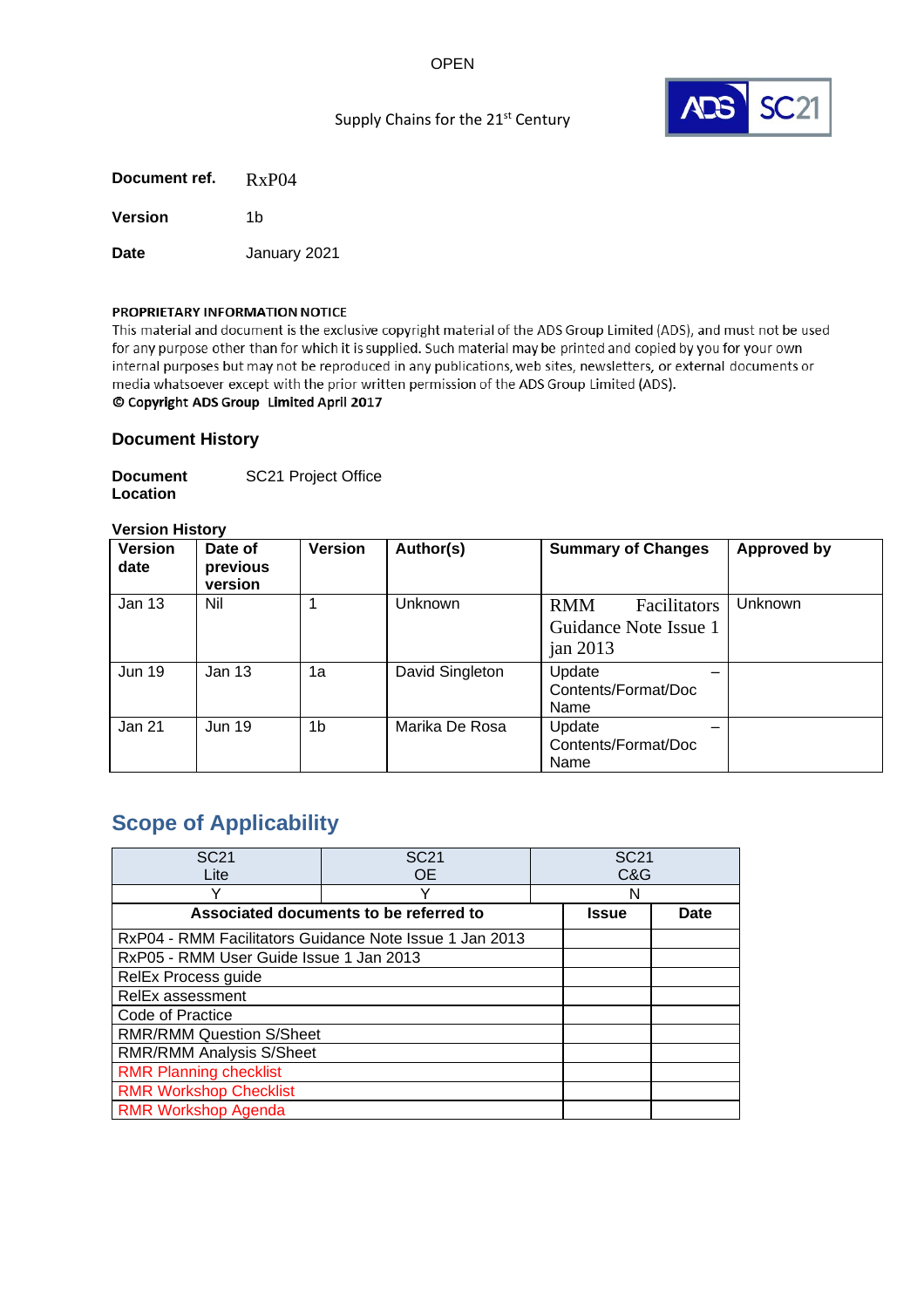OPEN

Supply Chains for the 21st Century

ADS SC21

**Document ref.** RxP04

**Version** 1b

**Date** January 2021

**PROPRIETARY INFORMATION NOTICE**

This material and document is the exclusive copyright material of the ADS Group Limited (ADS), and must not be used for any purpose other than for which it is supplied. Such material may be printed and copied by you for your own internal purposes but may not be reproduced in any publications, web sites, newsletters, or external documents or media whatsoever except with the prior written permission of the ADS Group Limited (ADS).

**© Copyright ADS Group Limited April 2017**

## Document History

**Document Location** SC21 Project Office

**Version History**

| Version date | Date of previous version | Version | Author(s) | Summary of Changes | Approved by |
|---|---|---|---|---|---|
| Jan 13 | Nil | 1 | Unknown | RMM Facilitators Guidance Note Issue 1 jan 2013 | Unknown |
| Jun 19 | Jan 13 | 1a | David Singleton | Update – Contents/Format/Doc Name | |
| Jan 21 | Jun 19 | 1b | Marika De Rosa | Update – Contents/Format/Doc Name | |

## Scope of Applicability

| SC21 Lite | SC21 OE | SC21 C&G |
|---|---|---|
| Y | Y | N |

| Associated documents to be referred to | Issue | Date |
|---|---|---|
| RxP04 - RMM Facilitators Guidance Note Issue 1 Jan 2013 | | |
| RxP05 - RMM User Guide Issue 1 Jan 2013 | | |
| RelEx Process guide | | |
| RelEx assessment | | |
| Code of Practice | | |
| RMR/RMM Question S/Sheet | | |
| RMR/RMM Analysis S/Sheet | | |
| RMR Planning checklist | | |
| RMR Workshop Checklist | | |
| RMR Workshop Agenda | | |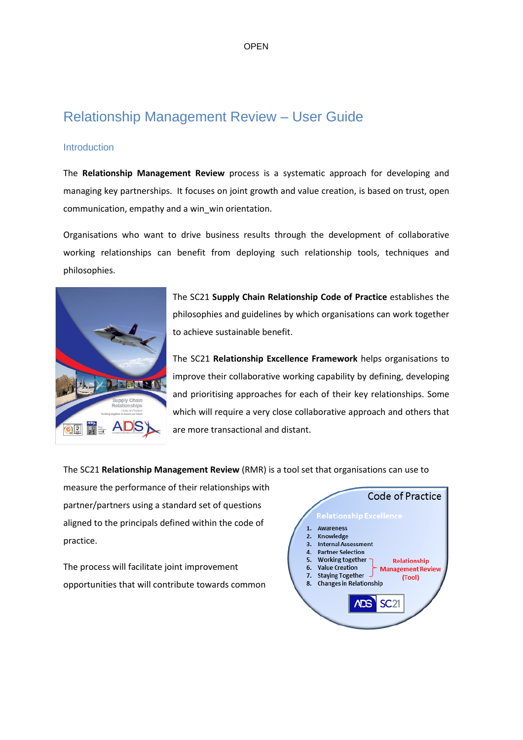# Relationship Management Review – User Guide

## Introduction

The **Relationship Management Review** process is a systematic approach for developing and managing key partnerships. It focuses on joint growth and value creation, is based on trust, open communication, empathy and a win_win orientation.

Organisations who want to drive business results through the development of collaborative working relationships can benefit from deploying such relationship tools, techniques and philosophies.

The SC21 **Supply Chain Relationship Code of Practice** establishes the philosophies and guidelines by which organisations can work together to achieve sustainable benefit.

The SC21 **Relationship Excellence Framework** helps organisations to improve their collaborative working capability by defining, developing and prioritising approaches for each of their key relationships. Some which will require a very close collaborative approach and others that are more transactional and distant.

The SC21 **Relationship Management Review** (RMR) is a tool set that organisations can use to measure the performance of their relationships with partner/partners using a standard set of questions aligned to the principals defined within the code of practice.

The process will facilitate joint improvement opportunities that will contribute towards common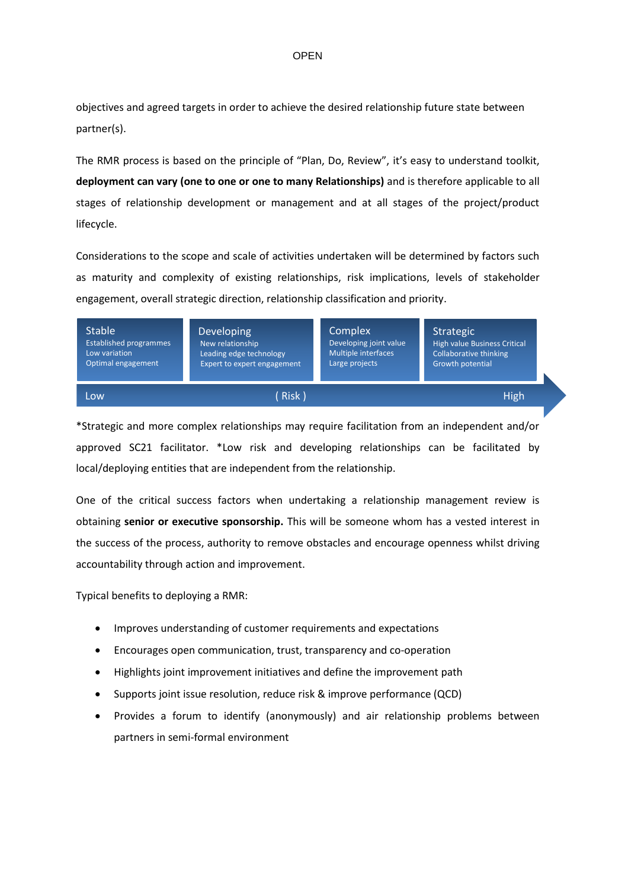objectives and agreed targets in order to achieve the desired relationship future state between partner(s).

The RMR process is based on the principle of "Plan, Do, Review", it's easy to understand toolkit, **deployment can vary (one to one or one to many Relationships)** and is therefore applicable to all stages of relationship development or management and at all stages of the project/product lifecycle.

Considerations to the scope and scale of activities undertaken will be determined by factors such as maturity and complexity of existing relationships, risk implications, levels of stakeholder engagement, overall strategic direction, relationship classification and priority.

| Stable | Developing | Complex | Strategic |
|---|---|---|---|
| Established programmes<br>Low variation<br>Optimal engagement | New relationship<br>Leading edge technology<br>Expert to expert engagement | Developing joint value<br>Multiple interfaces<br>Large projects | High value Business Critical<br>Collaborative thinking<br>Growth potential |

Low ( Risk ) High

*Strategic and more complex relationships may require facilitation from an independent and/or approved SC21 facilitator. *Low risk and developing relationships can be facilitated by local/deploying entities that are independent from the relationship.

One of the critical success factors when undertaking a relationship management review is obtaining **senior or executive sponsorship.** This will be someone whom has a vested interest in the success of the process, authority to remove obstacles and encourage openness whilst driving accountability through action and improvement.

Typical benefits to deploying a RMR:

- Improves understanding of customer requirements and expectations
- Encourages open communication, trust, transparency and co-operation
- Highlights joint improvement initiatives and define the improvement path
- Supports joint issue resolution, reduce risk & improve performance (QCD)
- Provides a forum to identify (anonymously) and air relationship problems between partners in semi-formal environment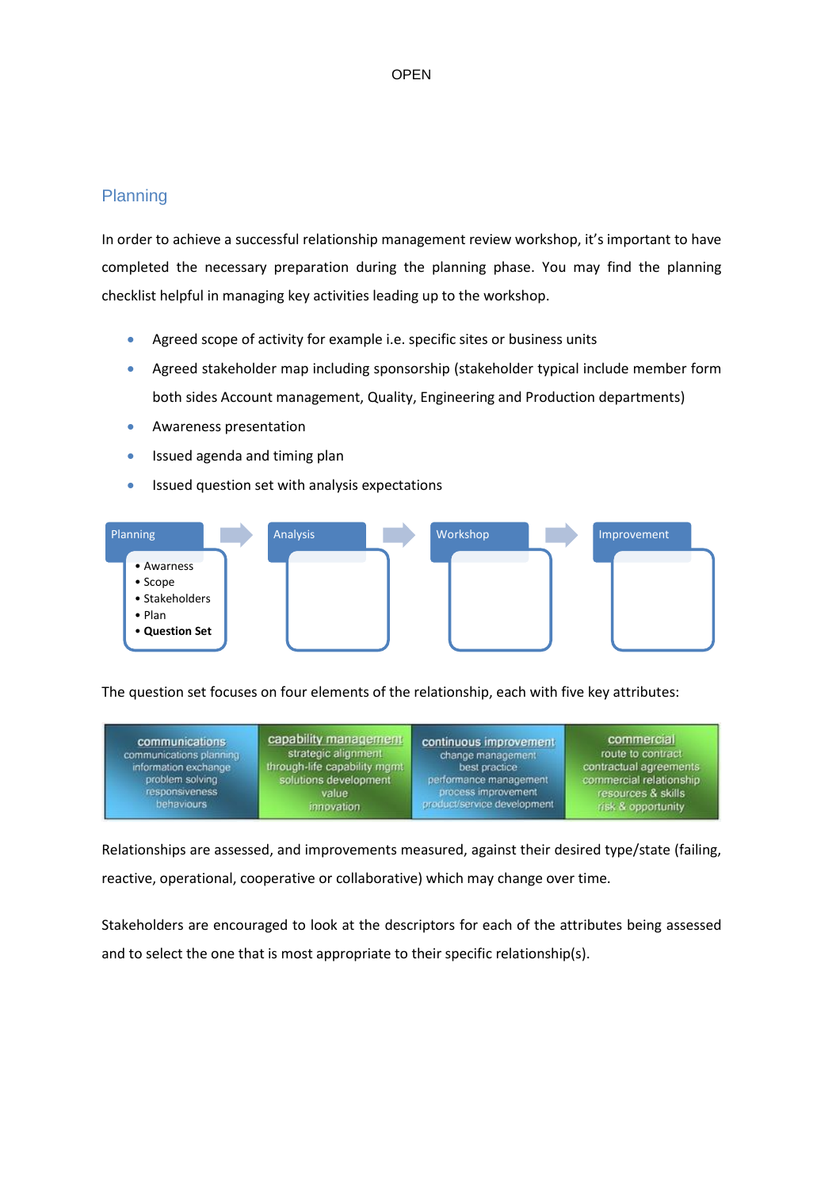## Planning

In order to achieve a successful relationship management review workshop, it's important to have completed the necessary preparation during the planning phase. You may find the planning checklist helpful in managing key activities leading up to the workshop.

- Agreed scope of activity for example i.e. specific sites or business units
- Agreed stakeholder map including sponsorship (stakeholder typical include member form both sides Account management, Quality, Engineering and Production departments)
- Awareness presentation
- Issued agenda and timing plan
- Issued question set with analysis expectations

| Planning | Analysis | Workshop | Improvement |
|---|---|---|---|
| • Awarness<br>• Scope<br>• Stakeholders<br>• Plan<br>• **Question Set** | | | |

The question set focuses on four elements of the relationship, each with five key attributes:

| communications | capability management | continuous improvement | commercial |
|---|---|---|---|
| communications planning | strategic alignment | change management | route to contract |
| information exchange | through-life capability mgmt | best practice | contractual agreements |
| problem solving | solutions development | performance management | commercial relationship |
| responsiveness | value | process improvement | resources & skills |
| behaviours | innovation | product/service development | risk & opportunity |

Relationships are assessed, and improvements measured, against their desired type/state (failing, reactive, operational, cooperative or collaborative) which may change over time.

Stakeholders are encouraged to look at the descriptors for each of the attributes being assessed and to select the one that is most appropriate to their specific relationship(s).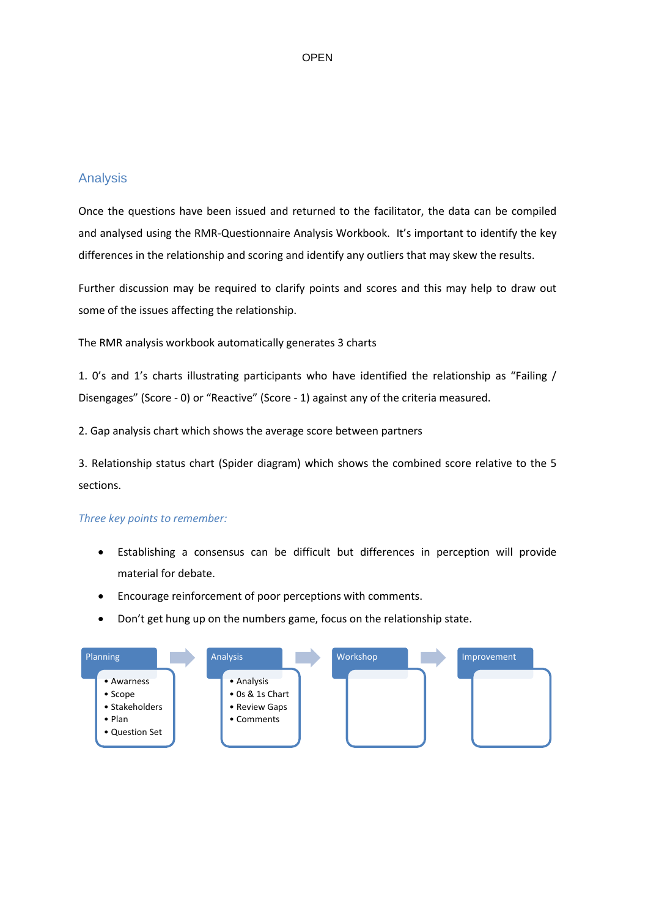## Analysis

Once the questions have been issued and returned to the facilitator, the data can be compiled and analysed using the RMR-Questionnaire Analysis Workbook. It's important to identify the key differences in the relationship and scoring and identify any outliers that may skew the results.

Further discussion may be required to clarify points and scores and this may help to draw out some of the issues affecting the relationship.

The RMR analysis workbook automatically generates 3 charts

1. 0's and 1's charts illustrating participants who have identified the relationship as "Failing / Disengages" (Score - 0) or "Reactive" (Score - 1) against any of the criteria measured.

2. Gap analysis chart which shows the average score between partners

3. Relationship status chart (Spider diagram) which shows the combined score relative to the 5 sections.

*Three key points to remember:*

- Establishing a consensus can be difficult but differences in perception will provide material for debate.
- Encourage reinforcement of poor perceptions with comments.
- Don't get hung up on the numbers game, focus on the relationship state.

**Planning** → **Analysis** → **Workshop** → **Improvement**

- **Planning**
  - Awarness
  - Scope
  - Stakeholders
  - Plan
  - Question Set
- **Analysis**
  - Analysis
  - 0s & 1s Chart
  - Review Gaps
  - Comments
- **Workshop**
- **Improvement**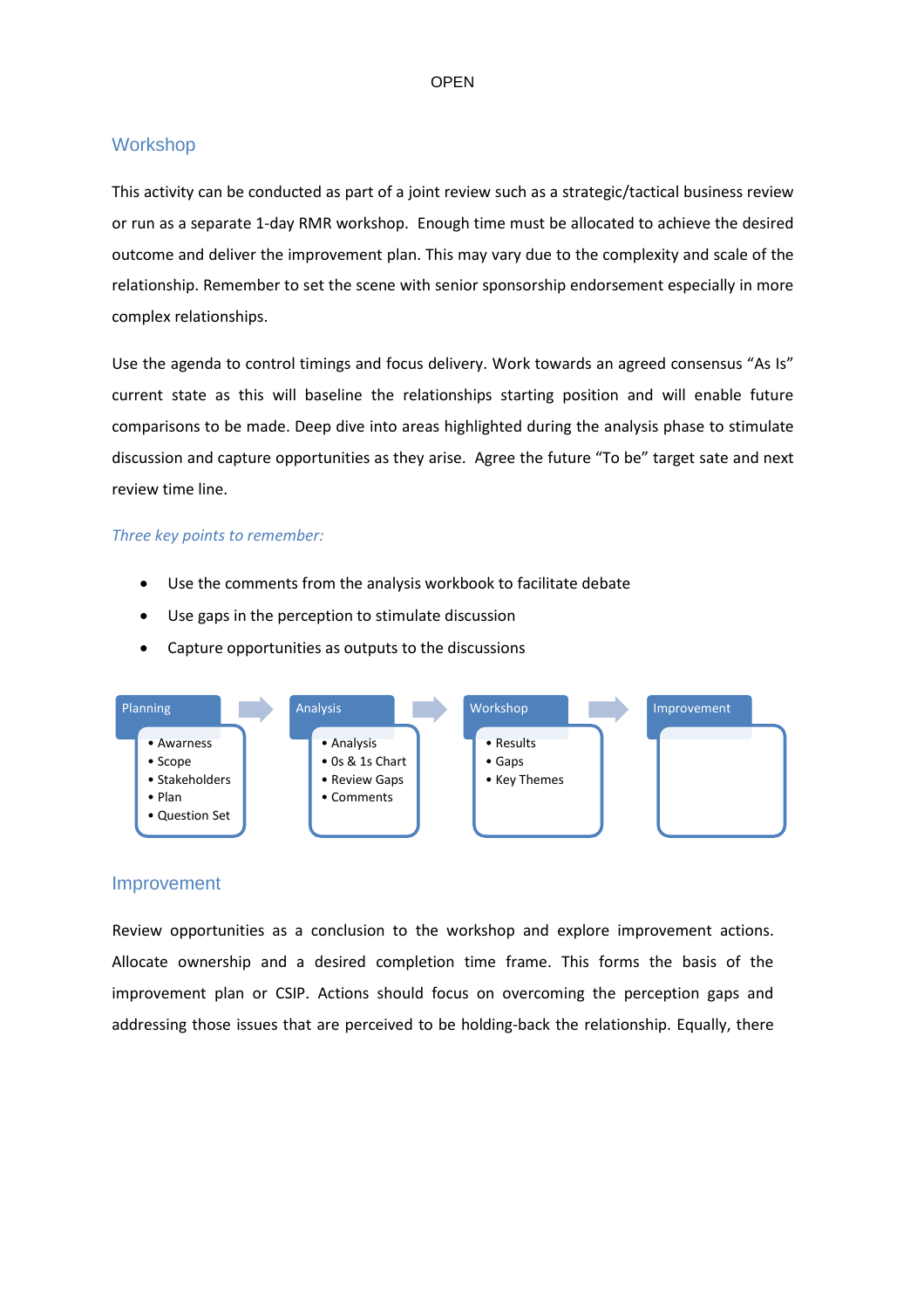## Workshop

This activity can be conducted as part of a joint review such as a strategic/tactical business review or run as a separate 1-day RMR workshop. Enough time must be allocated to achieve the desired outcome and deliver the improvement plan. This may vary due to the complexity and scale of the relationship. Remember to set the scene with senior sponsorship endorsement especially in more complex relationships.

Use the agenda to control timings and focus delivery. Work towards an agreed consensus "As Is" current state as this will baseline the relationships starting position and will enable future comparisons to be made. Deep dive into areas highlighted during the analysis phase to stimulate discussion and capture opportunities as they arise. Agree the future "To be" target sate and next review time line.

*Three key points to remember:*

- Use the comments from the analysis workbook to facilitate debate
- Use gaps in the perception to stimulate discussion
- Capture opportunities as outputs to the discussions

**Planning**
- Awarness
- Scope
- Stakeholders
- Plan
- Question Set

→ **Analysis**
- Analysis
- 0s & 1s Chart
- Review Gaps
- Comments

→ **Workshop**
- Results
- Gaps
- Key Themes

→ **Improvement**

## Improvement

Review opportunities as a conclusion to the workshop and explore improvement actions. Allocate ownership and a desired completion time frame. This forms the basis of the improvement plan or CSIP. Actions should focus on overcoming the perception gaps and addressing those issues that are perceived to be holding-back the relationship. Equally, there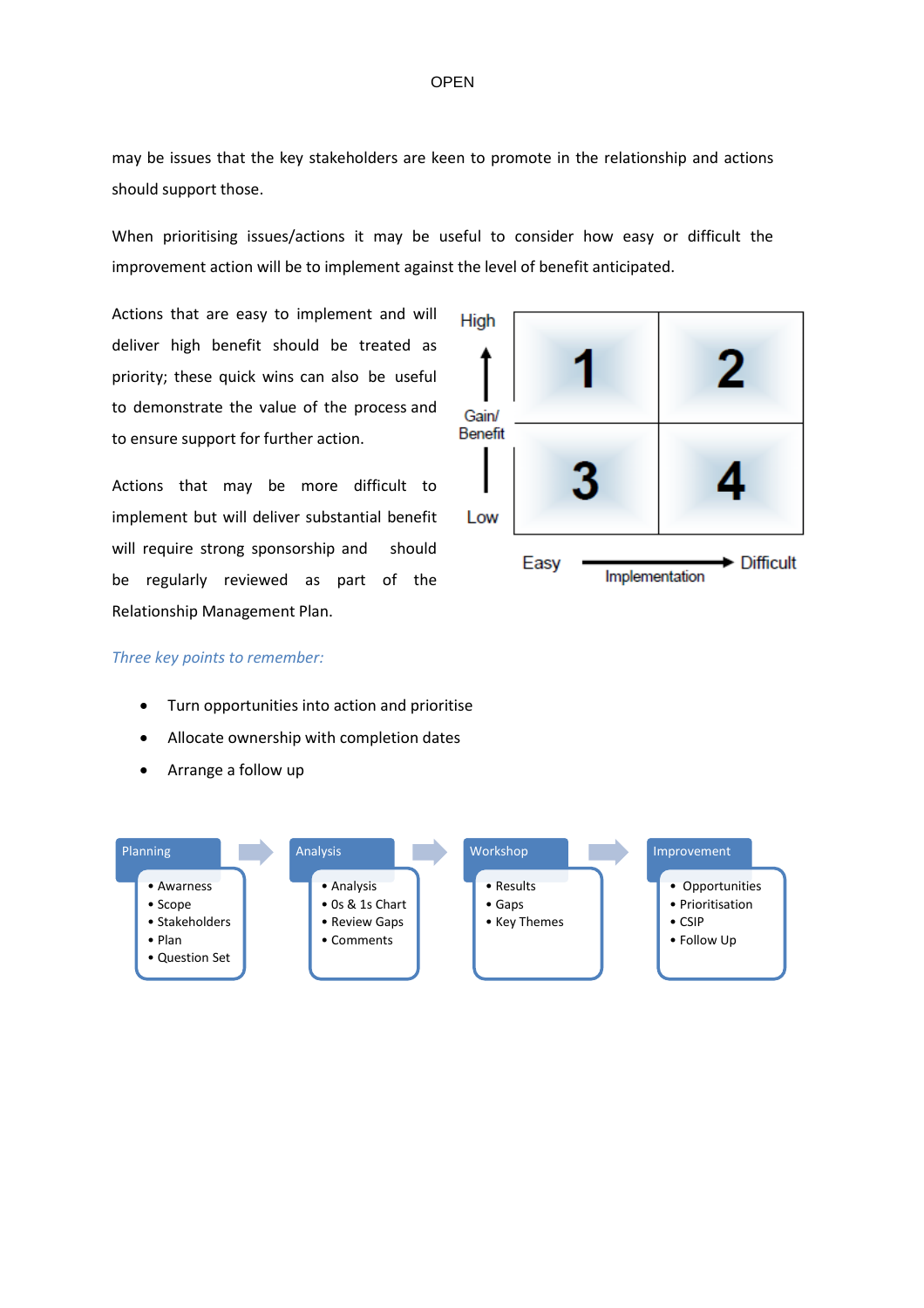may be issues that the key stakeholders are keen to promote in the relationship and actions should support those.

When prioritising issues/actions it may be useful to consider how easy or difficult the improvement action will be to implement against the level of benefit anticipated.

Actions that are easy to implement and will deliver high benefit should be treated as priority; these quick wins can also be useful to demonstrate the value of the process and to ensure support for further action.

Actions that may be more difficult to implement but will deliver substantial benefit will require strong sponsorship and should be regularly reviewed as part of the Relationship Management Plan.

High
Gain/ Benefit
Low
1
2
3
4
Easy
Implementation
Difficult

*Three key points to remember:*

- Turn opportunities into action and prioritise
- Allocate ownership with completion dates
- Arrange a follow up

Planning
- Awarness
- Scope
- Stakeholders
- Plan
- Question Set

Analysis
- Analysis
- 0s & 1s Chart
- Review Gaps
- Comments

Workshop
- Results
- Gaps
- Key Themes

Improvement
- Opportunities
- Prioritisation
- CSIP
- Follow Up